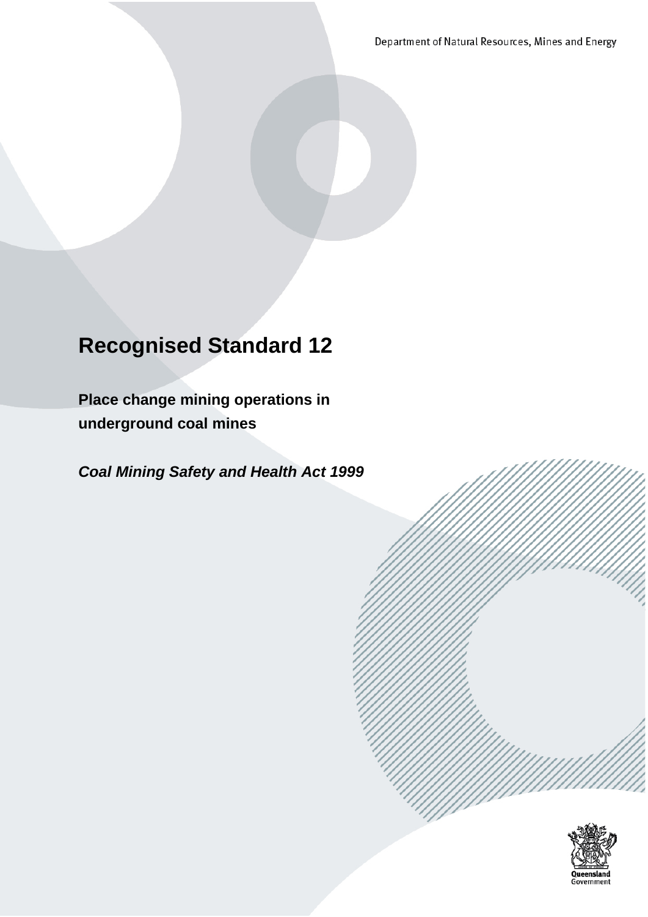Department of Natural Resources, Mines and Energy

# Recognised Standard 12

**Place change mining operations in underground coal mines**

***Coal Mining Safety and Health Act 1999***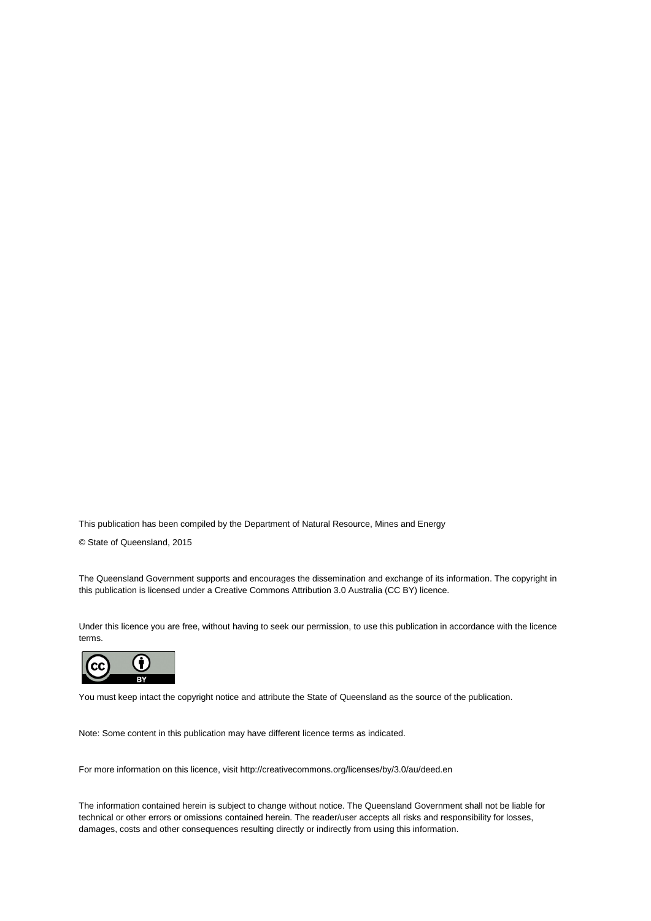This publication has been compiled by the Department of Natural Resource, Mines and Energy

© State of Queensland, 2015

The Queensland Government supports and encourages the dissemination and exchange of its information. The copyright in this publication is licensed under a Creative Commons Attribution 3.0 Australia (CC BY) licence.

Under this licence you are free, without having to seek our permission, to use this publication in accordance with the licence terms.

You must keep intact the copyright notice and attribute the State of Queensland as the source of the publication.

Note: Some content in this publication may have different licence terms as indicated.

For more information on this licence, visit http://creativecommons.org/licenses/by/3.0/au/deed.en

The information contained herein is subject to change without notice. The Queensland Government shall not be liable for technical or other errors or omissions contained herein. The reader/user accepts all risks and responsibility for losses, damages, costs and other consequences resulting directly or indirectly from using this information.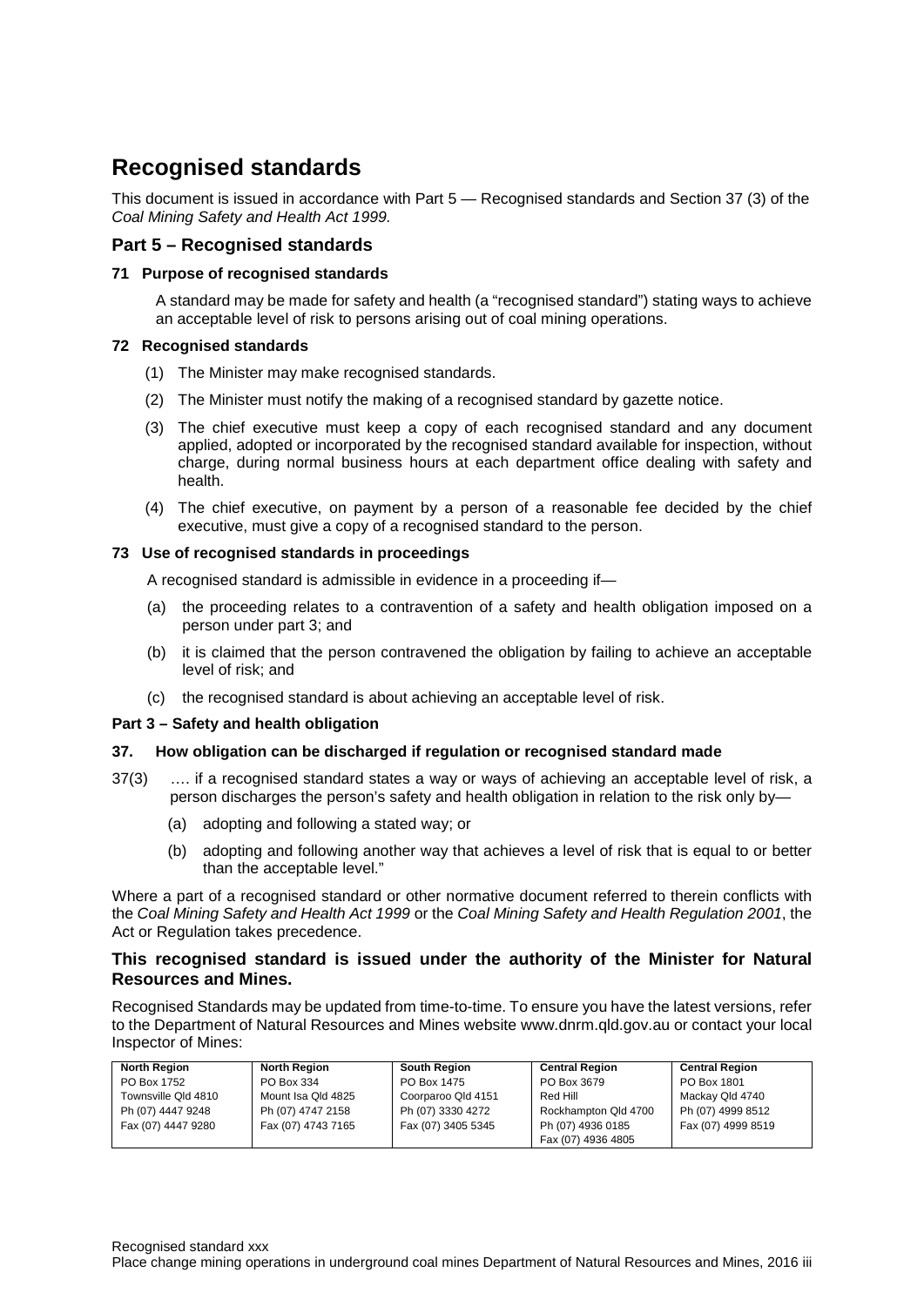# Recognised standards

This document is issued in accordance with Part 5 — Recognised standards and Section 37 (3) of the *Coal Mining Safety and Health Act 1999.*

## Part 5 – Recognised standards

### 71 Purpose of recognised standards

A standard may be made for safety and health (a "recognised standard") stating ways to achieve an acceptable level of risk to persons arising out of coal mining operations.

### 72 Recognised standards

(1) The Minister may make recognised standards.

(2) The Minister must notify the making of a recognised standard by gazette notice.

(3) The chief executive must keep a copy of each recognised standard and any document applied, adopted or incorporated by the recognised standard available for inspection, without charge, during normal business hours at each department office dealing with safety and health.

(4) The chief executive, on payment by a person of a reasonable fee decided by the chief executive, must give a copy of a recognised standard to the person.

### 73 Use of recognised standards in proceedings

A recognised standard is admissible in evidence in a proceeding if—

(a) the proceeding relates to a contravention of a safety and health obligation imposed on a person under part 3; and

(b) it is claimed that the person contravened the obligation by failing to achieve an acceptable level of risk; and

(c) the recognised standard is about achieving an acceptable level of risk.

**Part 3 – Safety and health obligation**

**37. How obligation can be discharged if regulation or recognised standard made**

37(3) …. if a recognised standard states a way or ways of achieving an acceptable level of risk, a person discharges the person's safety and health obligation in relation to the risk only by—

(a) adopting and following a stated way; or

(b) adopting and following another way that achieves a level of risk that is equal to or better than the acceptable level."

Where a part of a recognised standard or other normative document referred to therein conflicts with the *Coal Mining Safety and Health Act 1999* or the *Coal Mining Safety and Health Regulation 2001*, the Act or Regulation takes precedence.

**This recognised standard is issued under the authority of the Minister for Natural Resources and Mines.**

Recognised Standards may be updated from time-to-time. To ensure you have the latest versions, refer to the Department of Natural Resources and Mines website www.dnrm.qld.gov.au or contact your local Inspector of Mines:

| North Region | North Region | South Region | Central Region | Central Region |
|---|---|---|---|---|
| PO Box 1752 | PO Box 334 | PO Box 1475 | PO Box 3679 | PO Box 1801 |
| Townsville Qld 4810 | Mount Isa Qld 4825 | Coorparoo Qld 4151 | Red Hill | Mackay Qld 4740 |
| Ph (07) 4447 9248 | Ph (07) 4747 2158 | Ph (07) 3330 4272 | Rockhampton Qld 4700 | Ph (07) 4999 8512 |
| Fax (07) 4447 9280 | Fax (07) 4743 7165 | Fax (07) 3405 5345 | Ph (07) 4936 0185 | Fax (07) 4999 8519 |
| | | | Fax (07) 4936 4805 | |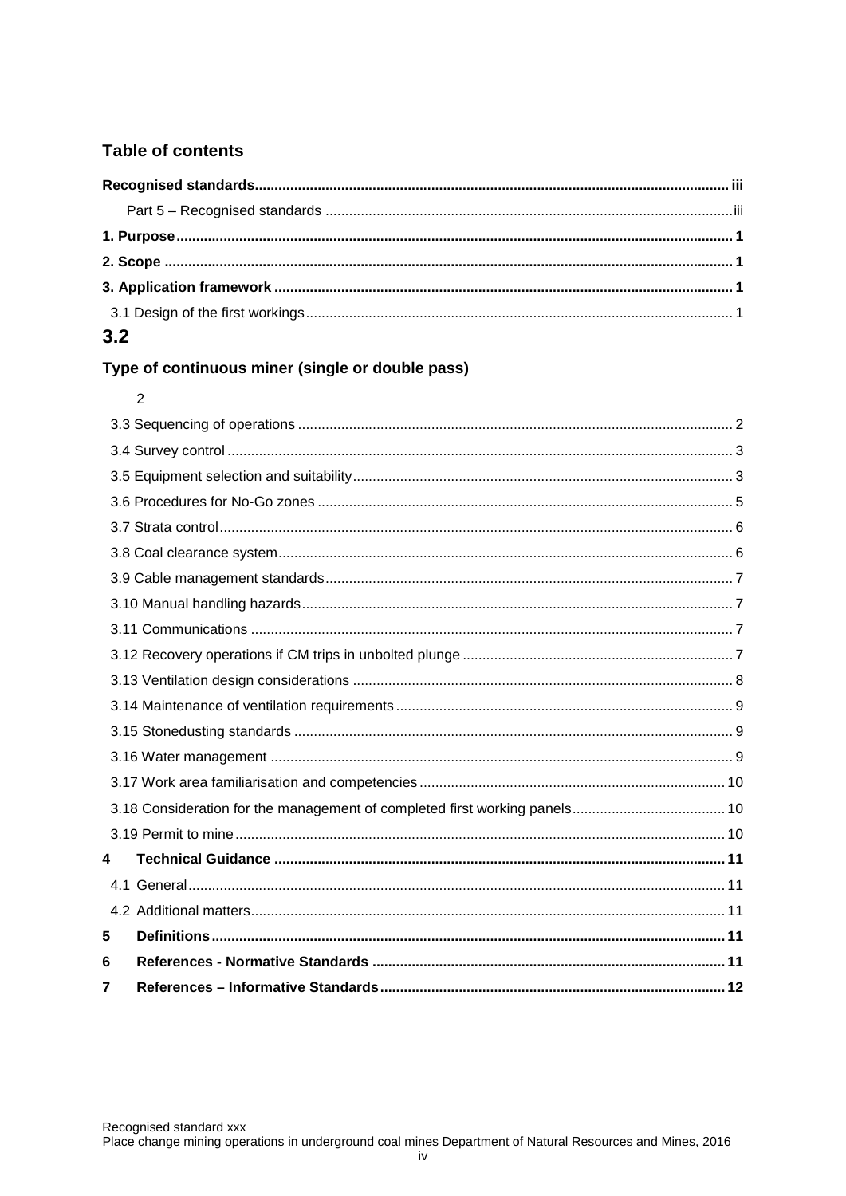## Table of contents

**Recognised standards** ........ iii

Part 5 – Recognised standards ........ iii

**1. Purpose** ........ 1

**2. Scope** ........ 1

**3. Application framework** ........ 1

3.1 Design of the first workings ........ 1

3.2 Type of continuous miner (single or double pass) ........ 2

3.3 Sequencing of operations ........ 2

3.4 Survey control ........ 3

3.5 Equipment selection and suitability ........ 3

3.6 Procedures for No-Go zones ........ 5

3.7 Strata control ........ 6

3.8 Coal clearance system ........ 6

3.9 Cable management standards ........ 7

3.10 Manual handling hazards ........ 7

3.11 Communications ........ 7

3.12 Recovery operations if CM trips in unbolted plunge ........ 7

3.13 Ventilation design considerations ........ 8

3.14 Maintenance of ventilation requirements ........ 9

3.15 Stonedusting standards ........ 9

3.16 Water management ........ 9

3.17 Work area familiarisation and competencies ........ 10

3.18 Consideration for the management of completed first working panels ........ 10

3.19 Permit to mine ........ 10

**4 Technical Guidance** ........ 11

4.1 General ........ 11

4.2 Additional matters ........ 11

**5 Definitions** ........ 11

**6 References - Normative Standards** ........ 11

**7 References – Informative Standards** ........ 12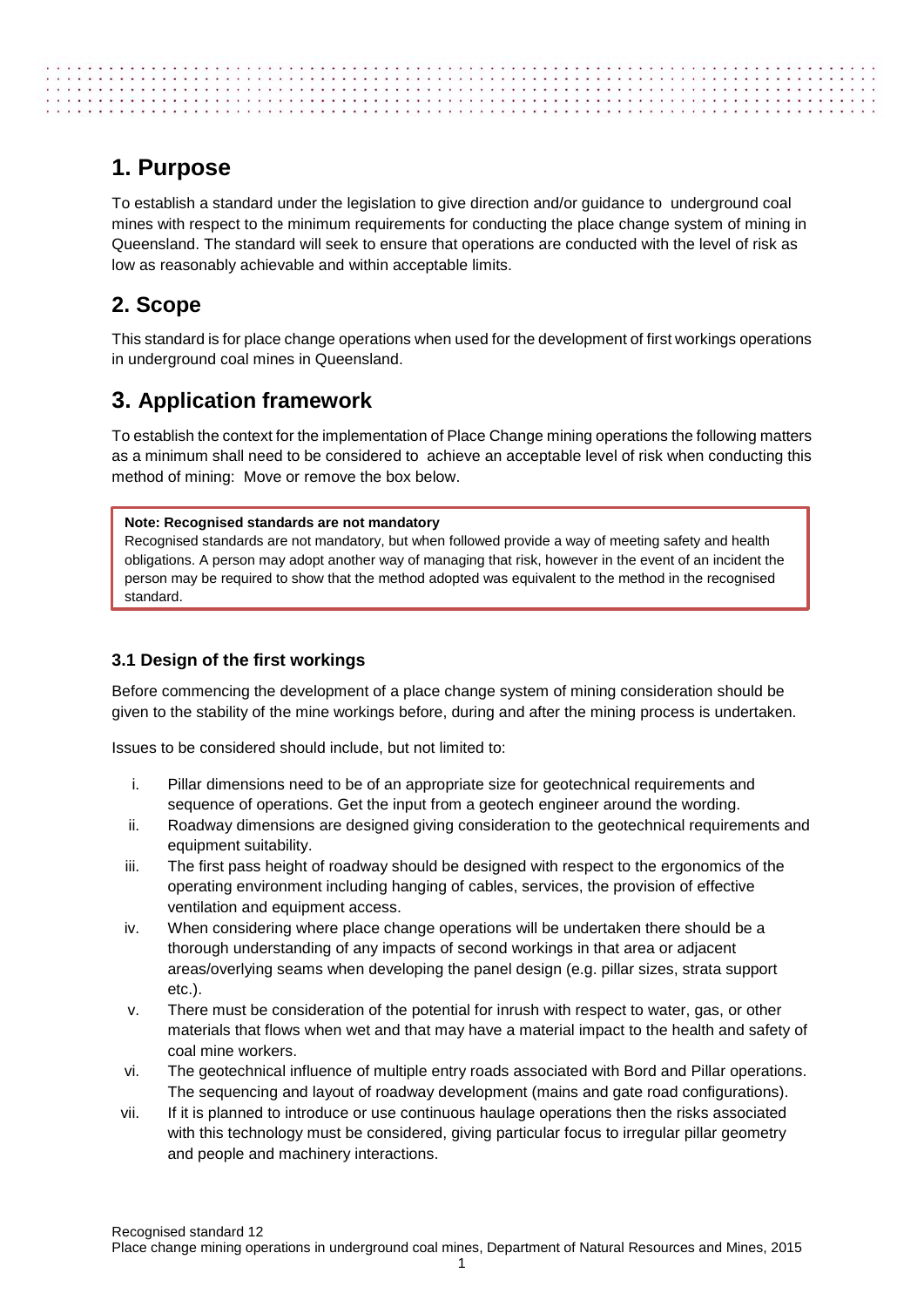# 1. Purpose

To establish a standard under the legislation to give direction and/or guidance to underground coal mines with respect to the minimum requirements for conducting the place change system of mining in Queensland. The standard will seek to ensure that operations are conducted with the level of risk as low as reasonably achievable and within acceptable limits.

# 2. Scope

This standard is for place change operations when used for the development of first workings operations in underground coal mines in Queensland.

# 3. Application framework

To establish the context for the implementation of Place Change mining operations the following matters as a minimum shall need to be considered to achieve an acceptable level of risk when conducting this method of mining: Move or remove the box below.

> **Note: Recognised standards are not mandatory**
> Recognised standards are not mandatory, but when followed provide a way of meeting safety and health obligations. A person may adopt another way of managing that risk, however in the event of an incident the person may be required to show that the method adopted was equivalent to the method in the recognised standard.

## 3.1 Design of the first workings

Before commencing the development of a place change system of mining consideration should be given to the stability of the mine workings before, during and after the mining process is undertaken.

Issues to be considered should include, but not limited to:

i. Pillar dimensions need to be of an appropriate size for geotechnical requirements and sequence of operations. Get the input from a geotech engineer around the wording.
ii. Roadway dimensions are designed giving consideration to the geotechnical requirements and equipment suitability.
iii. The first pass height of roadway should be designed with respect to the ergonomics of the operating environment including hanging of cables, services, the provision of effective ventilation and equipment access.
iv. When considering where place change operations will be undertaken there should be a thorough understanding of any impacts of second workings in that area or adjacent areas/overlying seams when developing the panel design (e.g. pillar sizes, strata support etc.).
v. There must be consideration of the potential for inrush with respect to water, gas, or other materials that flows when wet and that may have a material impact to the health and safety of coal mine workers.
vi. The geotechnical influence of multiple entry roads associated with Bord and Pillar operations. The sequencing and layout of roadway development (mains and gate road configurations).
vii. If it is planned to introduce or use continuous haulage operations then the risks associated with this technology must be considered, giving particular focus to irregular pillar geometry and people and machinery interactions.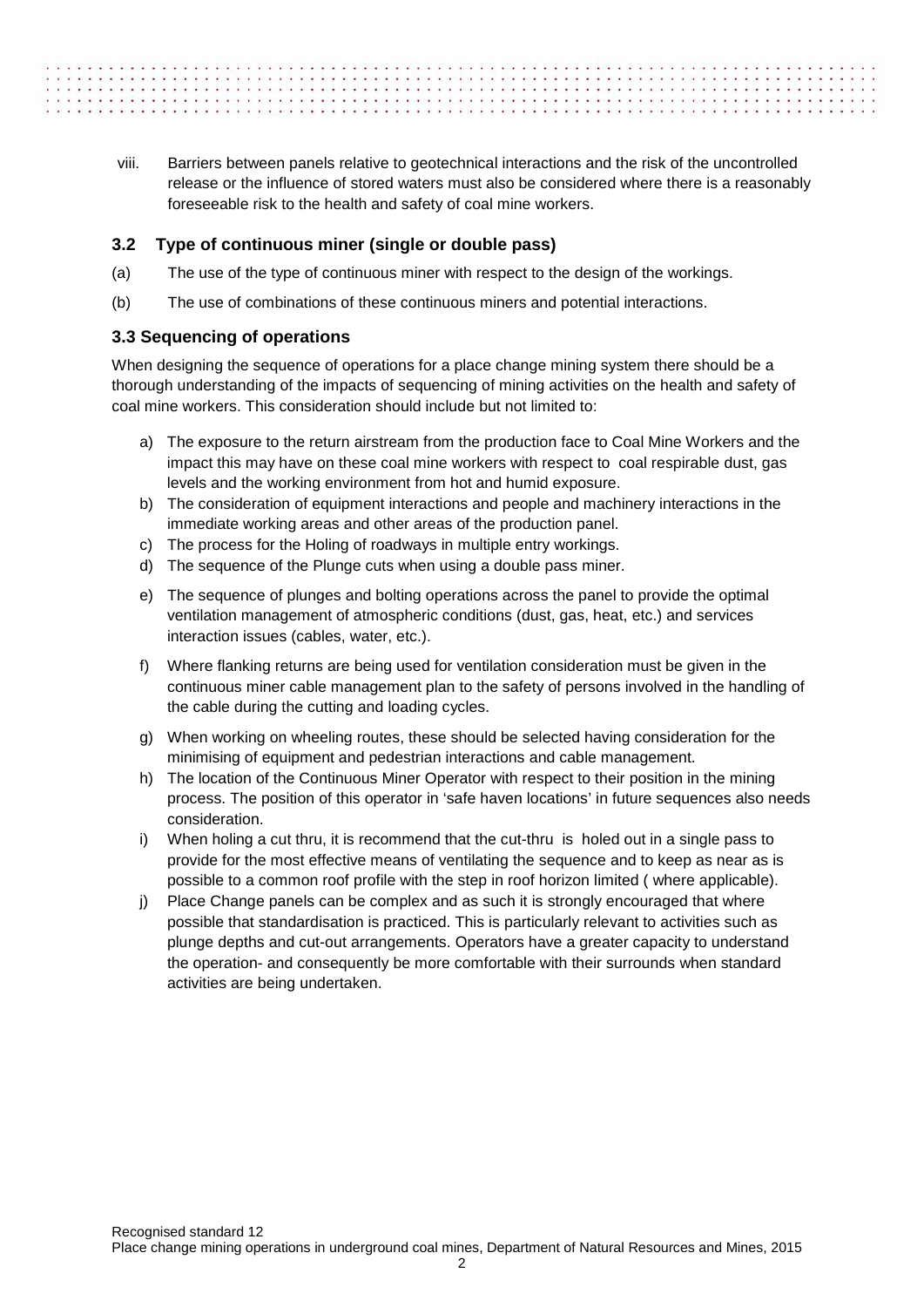viii. Barriers between panels relative to geotechnical interactions and the risk of the uncontrolled release or the influence of stored waters must also be considered where there is a reasonably foreseeable risk to the health and safety of coal mine workers.

### 3.2 Type of continuous miner (single or double pass)

(a) The use of the type of continuous miner with respect to the design of the workings.

(b) The use of combinations of these continuous miners and potential interactions.

### 3.3 Sequencing of operations

When designing the sequence of operations for a place change mining system there should be a thorough understanding of the impacts of sequencing of mining activities on the health and safety of coal mine workers. This consideration should include but not limited to:

a) The exposure to the return airstream from the production face to Coal Mine Workers and the impact this may have on these coal mine workers with respect to coal respirable dust, gas levels and the working environment from hot and humid exposure.
b) The consideration of equipment interactions and people and machinery interactions in the immediate working areas and other areas of the production panel.
c) The process for the Holing of roadways in multiple entry workings.
d) The sequence of the Plunge cuts when using a double pass miner.
e) The sequence of plunges and bolting operations across the panel to provide the optimal ventilation management of atmospheric conditions (dust, gas, heat, etc.) and services interaction issues (cables, water, etc.).
f) Where flanking returns are being used for ventilation consideration must be given in the continuous miner cable management plan to the safety of persons involved in the handling of the cable during the cutting and loading cycles.
g) When working on wheeling routes, these should be selected having consideration for the minimising of equipment and pedestrian interactions and cable management.
h) The location of the Continuous Miner Operator with respect to their position in the mining process. The position of this operator in 'safe haven locations' in future sequences also needs consideration.
i) When holing a cut thru, it is recommend that the cut-thru is holed out in a single pass to provide for the most effective means of ventilating the sequence and to keep as near as is possible to a common roof profile with the step in roof horizon limited ( where applicable).
j) Place Change panels can be complex and as such it is strongly encouraged that where possible that standardisation is practiced. This is particularly relevant to activities such as plunge depths and cut-out arrangements. Operators have a greater capacity to understand the operation- and consequently be more comfortable with their surrounds when standard activities are being undertaken.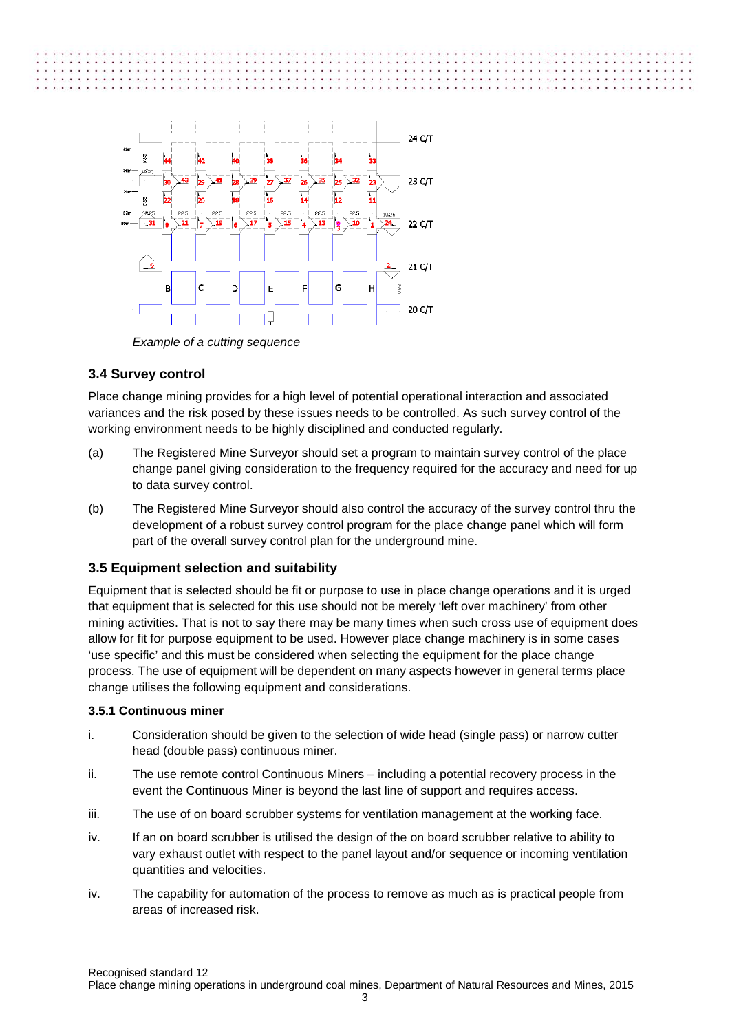*Example of a cutting sequence*

### 3.4 Survey control

Place change mining provides for a high level of potential operational interaction and associated variances and the risk posed by these issues needs to be controlled. As such survey control of the working environment needs to be highly disciplined and conducted regularly.

(a) The Registered Mine Surveyor should set a program to maintain survey control of the place change panel giving consideration to the frequency required for the accuracy and need for up to data survey control.

(b) The Registered Mine Surveyor should also control the accuracy of the survey control thru the development of a robust survey control program for the place change panel which will form part of the overall survey control plan for the underground mine.

### 3.5 Equipment selection and suitability

Equipment that is selected should be fit or purpose to use in place change operations and it is urged that equipment that is selected for this use should not be merely 'left over machinery' from other mining activities. That is not to say there may be many times when such cross use of equipment does allow for fit for purpose equipment to be used. However place change machinery is in some cases 'use specific' and this must be considered when selecting the equipment for the place change process. The use of equipment will be dependent on many aspects however in general terms place change utilises the following equipment and considerations.

#### 3.5.1 Continuous miner

i. Consideration should be given to the selection of wide head (single pass) or narrow cutter head (double pass) continuous miner.

ii. The use remote control Continuous Miners – including a potential recovery process in the event the Continuous Miner is beyond the last line of support and requires access.

iii. The use of on board scrubber systems for ventilation management at the working face.

iv. If an on board scrubber is utilised the design of the on board scrubber relative to ability to vary exhaust outlet with respect to the panel layout and/or sequence or incoming ventilation quantities and velocities.

iv. The capability for automation of the process to remove as much as is practical people from areas of increased risk.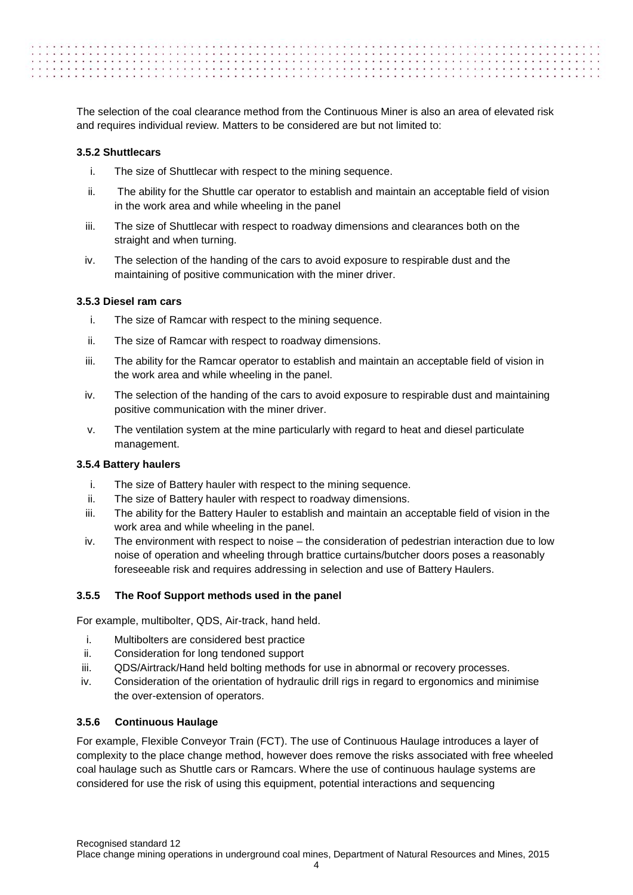The selection of the coal clearance method from the Continuous Miner is also an area of elevated risk and requires individual review. Matters to be considered are but not limited to:

### 3.5.2 Shuttlecars

i. The size of Shuttlecar with respect to the mining sequence.

ii. The ability for the Shuttle car operator to establish and maintain an acceptable field of vision in the work area and while wheeling in the panel

iii. The size of Shuttlecar with respect to roadway dimensions and clearances both on the straight and when turning.

iv. The selection of the handing of the cars to avoid exposure to respirable dust and the maintaining of positive communication with the miner driver.

### 3.5.3 Diesel ram cars

i. The size of Ramcar with respect to the mining sequence.

ii. The size of Ramcar with respect to roadway dimensions.

iii. The ability for the Ramcar operator to establish and maintain an acceptable field of vision in the work area and while wheeling in the panel.

iv. The selection of the handing of the cars to avoid exposure to respirable dust and maintaining positive communication with the miner driver.

v. The ventilation system at the mine particularly with regard to heat and diesel particulate management.

### 3.5.4 Battery haulers

i. The size of Battery hauler with respect to the mining sequence.
ii. The size of Battery hauler with respect to roadway dimensions.
iii. The ability for the Battery Hauler to establish and maintain an acceptable field of vision in the work area and while wheeling in the panel.
iv. The environment with respect to noise – the consideration of pedestrian interaction due to low noise of operation and wheeling through brattice curtains/butcher doors poses a reasonably foreseeable risk and requires addressing in selection and use of Battery Haulers.

### 3.5.5 The Roof Support methods used in the panel

For example, multibolter, QDS, Air-track, hand held.

i. Multibolters are considered best practice
ii. Consideration for long tendoned support
iii. QDS/Airtrack/Hand held bolting methods for use in abnormal or recovery processes.
iv. Consideration of the orientation of hydraulic drill rigs in regard to ergonomics and minimise the over-extension of operators.

### 3.5.6 Continuous Haulage

For example, Flexible Conveyor Train (FCT). The use of Continuous Haulage introduces a layer of complexity to the place change method, however does remove the risks associated with free wheeled coal haulage such as Shuttle cars or Ramcars. Where the use of continuous haulage systems are considered for use the risk of using this equipment, potential interactions and sequencing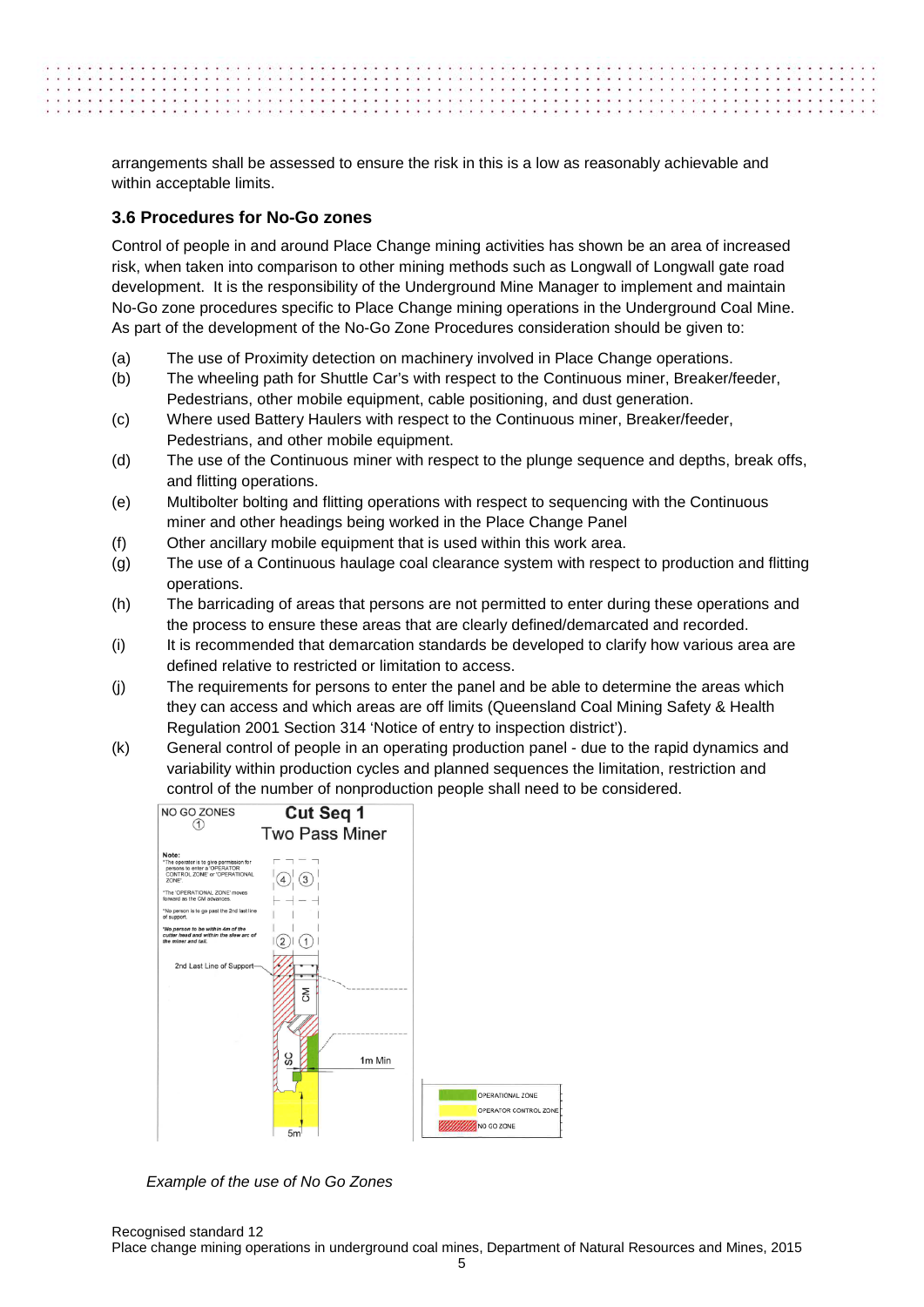arrangements shall be assessed to ensure the risk in this is a low as reasonably achievable and within acceptable limits.

### 3.6 Procedures for No-Go zones

Control of people in and around Place Change mining activities has shown be an area of increased risk, when taken into comparison to other mining methods such as Longwall of Longwall gate road development. It is the responsibility of the Underground Mine Manager to implement and maintain No-Go zone procedures specific to Place Change mining operations in the Underground Coal Mine. As part of the development of the No-Go Zone Procedures consideration should be given to:

(a) The use of Proximity detection on machinery involved in Place Change operations.

(b) The wheeling path for Shuttle Car's with respect to the Continuous miner, Breaker/feeder, Pedestrians, other mobile equipment, cable positioning, and dust generation.

(c) Where used Battery Haulers with respect to the Continuous miner, Breaker/feeder, Pedestrians, and other mobile equipment.

(d) The use of the Continuous miner with respect to the plunge sequence and depths, break offs, and flitting operations.

(e) Multibolter bolting and flitting operations with respect to sequencing with the Continuous miner and other headings being worked in the Place Change Panel

(f) Other ancillary mobile equipment that is used within this work area.

(g) The use of a Continuous haulage coal clearance system with respect to production and flitting operations.

(h) The barricading of areas that persons are not permitted to enter during these operations and the process to ensure these areas that are clearly defined/demarcated and recorded.

(i) It is recommended that demarcation standards be developed to clarify how various area are defined relative to restricted or limitation to access.

(j) The requirements for persons to enter the panel and be able to determine the areas which they can access and which areas are off limits (Queensland Coal Mining Safety & Health Regulation 2001 Section 314 'Notice of entry to inspection district').

(k) General control of people in an operating production panel - due to the rapid dynamics and variability within production cycles and planned sequences the limitation, restriction and control of the number of nonproduction people shall need to be considered.

NO GO ZONES ①

**Cut Seq 1**

Two Pass Miner

**Note:**
*The operator is to give permission for persons to enter a 'OPERATOR CONTROL ZONE' or 'OPERATIONAL ZONE'.
*The 'OPERATIONAL ZONE' moves forward as the CM advances.
*No person is to go past the 2nd last line of support.
*No person to be within 4m of the cutter head and within the slew arc of the miner and tail.

2nd Last Line of Support

CM

SC

1m Min

5m

OPERATIONAL ZONE
OPERATOR CONTROL ZONE
NO GO ZONE

*Example of the use of No Go Zones*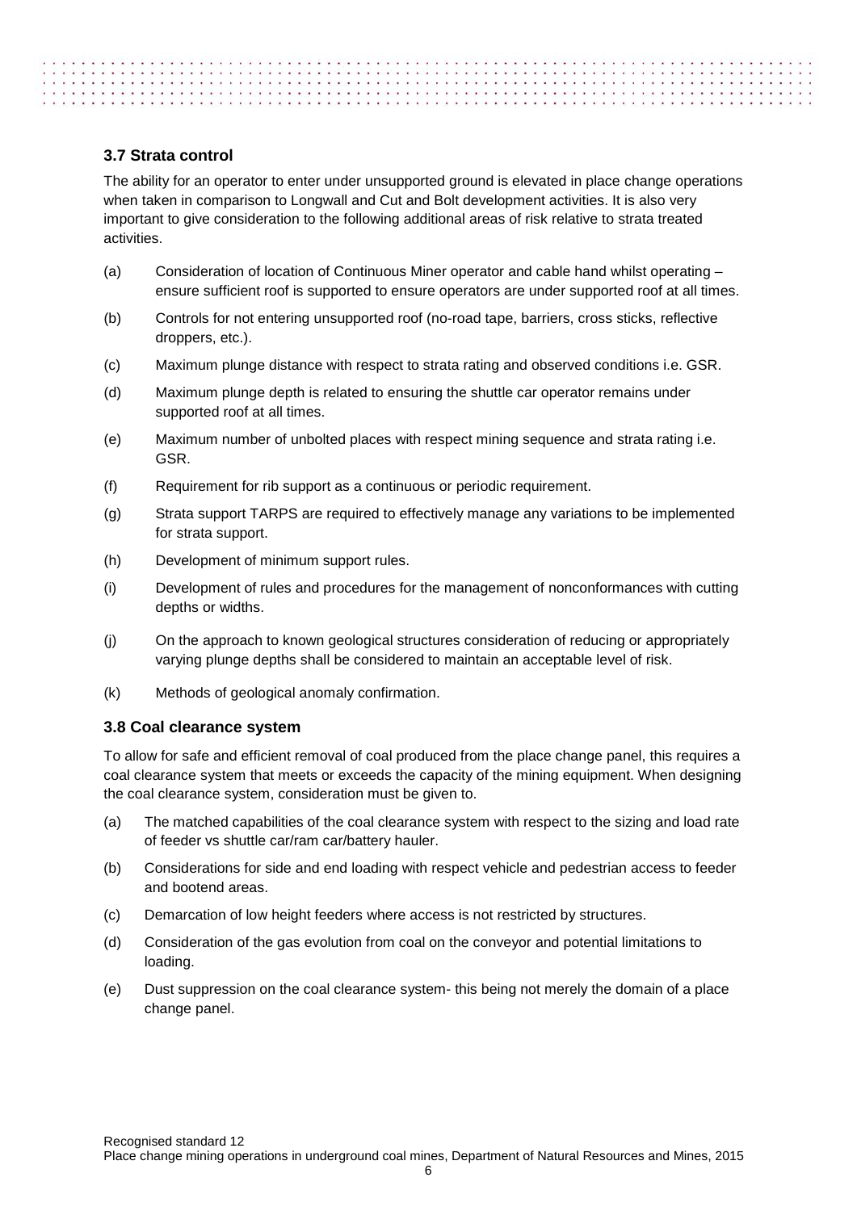### 3.7 Strata control

The ability for an operator to enter under unsupported ground is elevated in place change operations when taken in comparison to Longwall and Cut and Bolt development activities. It is also very important to give consideration to the following additional areas of risk relative to strata treated activities.

(a) Consideration of location of Continuous Miner operator and cable hand whilst operating – ensure sufficient roof is supported to ensure operators are under supported roof at all times.

(b) Controls for not entering unsupported roof (no-road tape, barriers, cross sticks, reflective droppers, etc.).

(c) Maximum plunge distance with respect to strata rating and observed conditions i.e. GSR.

(d) Maximum plunge depth is related to ensuring the shuttle car operator remains under supported roof at all times.

(e) Maximum number of unbolted places with respect mining sequence and strata rating i.e. GSR.

(f) Requirement for rib support as a continuous or periodic requirement.

(g) Strata support TARPS are required to effectively manage any variations to be implemented for strata support.

(h) Development of minimum support rules.

(i) Development of rules and procedures for the management of nonconformances with cutting depths or widths.

(j) On the approach to known geological structures consideration of reducing or appropriately varying plunge depths shall be considered to maintain an acceptable level of risk.

(k) Methods of geological anomaly confirmation.

### 3.8 Coal clearance system

To allow for safe and efficient removal of coal produced from the place change panel, this requires a coal clearance system that meets or exceeds the capacity of the mining equipment. When designing the coal clearance system, consideration must be given to.

(a) The matched capabilities of the coal clearance system with respect to the sizing and load rate of feeder vs shuttle car/ram car/battery hauler.

(b) Considerations for side and end loading with respect vehicle and pedestrian access to feeder and bootend areas.

(c) Demarcation of low height feeders where access is not restricted by structures.

(d) Consideration of the gas evolution from coal on the conveyor and potential limitations to loading.

(e) Dust suppression on the coal clearance system- this being not merely the domain of a place change panel.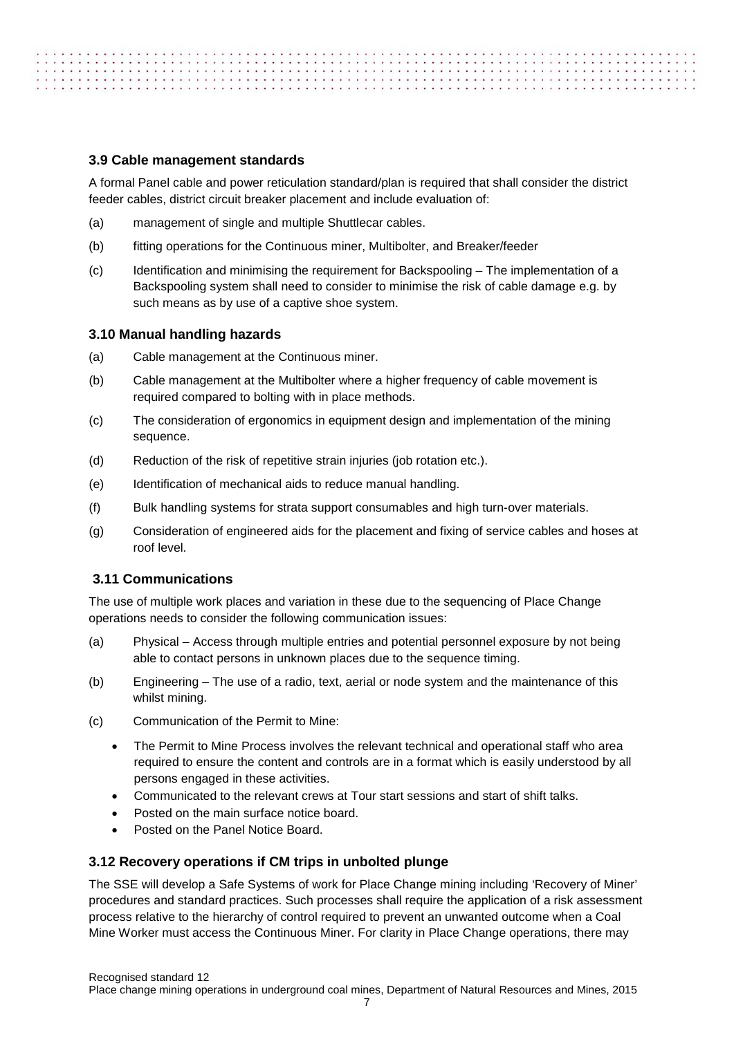### 3.9 Cable management standards

A formal Panel cable and power reticulation standard/plan is required that shall consider the district feeder cables, district circuit breaker placement and include evaluation of:

(a) management of single and multiple Shuttlecar cables.

(b) fitting operations for the Continuous miner, Multibolter, and Breaker/feeder

(c) Identification and minimising the requirement for Backspooling – The implementation of a Backspooling system shall need to consider to minimise the risk of cable damage e.g. by such means as by use of a captive shoe system.

### 3.10 Manual handling hazards

(a) Cable management at the Continuous miner.

(b) Cable management at the Multibolter where a higher frequency of cable movement is required compared to bolting with in place methods.

(c) The consideration of ergonomics in equipment design and implementation of the mining sequence.

(d) Reduction of the risk of repetitive strain injuries (job rotation etc.).

(e) Identification of mechanical aids to reduce manual handling.

(f) Bulk handling systems for strata support consumables and high turn-over materials.

(g) Consideration of engineered aids for the placement and fixing of service cables and hoses at roof level.

### 3.11 Communications

The use of multiple work places and variation in these due to the sequencing of Place Change operations needs to consider the following communication issues:

(a) Physical – Access through multiple entries and potential personnel exposure by not being able to contact persons in unknown places due to the sequence timing.

(b) Engineering – The use of a radio, text, aerial or node system and the maintenance of this whilst mining.

(c) Communication of the Permit to Mine:

- The Permit to Mine Process involves the relevant technical and operational staff who area required to ensure the content and controls are in a format which is easily understood by all persons engaged in these activities.
- Communicated to the relevant crews at Tour start sessions and start of shift talks.
- Posted on the main surface notice board.
- Posted on the Panel Notice Board.

### 3.12 Recovery operations if CM trips in unbolted plunge

The SSE will develop a Safe Systems of work for Place Change mining including 'Recovery of Miner' procedures and standard practices. Such processes shall require the application of a risk assessment process relative to the hierarchy of control required to prevent an unwanted outcome when a Coal Mine Worker must access the Continuous Miner. For clarity in Place Change operations, there may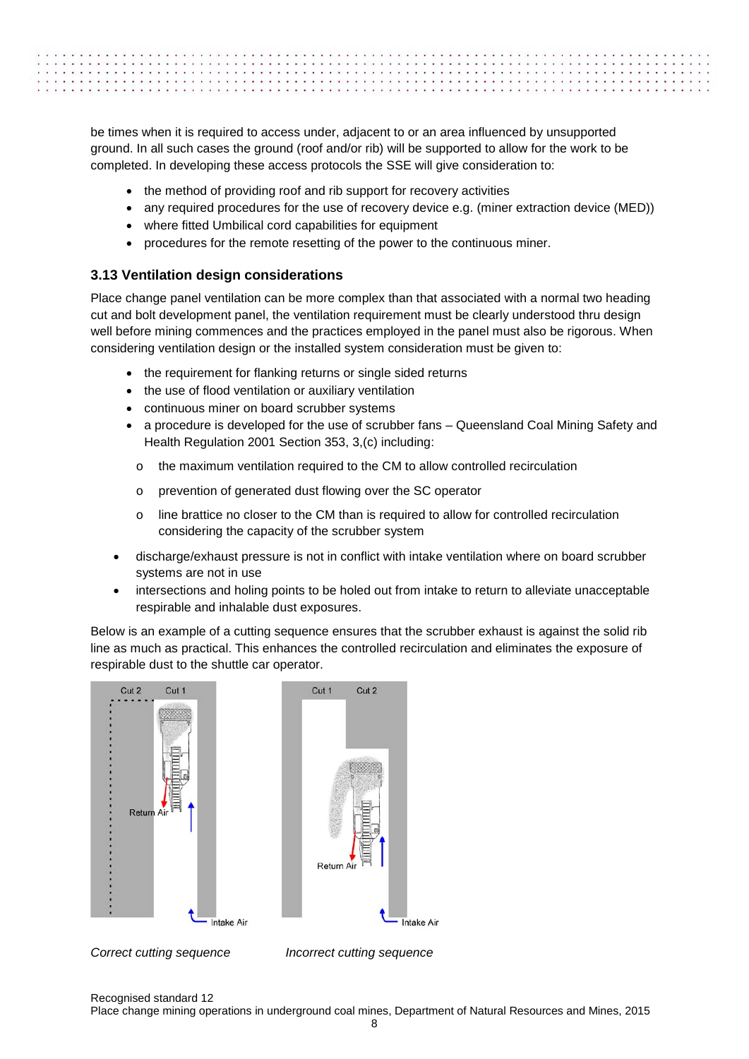be times when it is required to access under, adjacent to or an area influenced by unsupported ground. In all such cases the ground (roof and/or rib) will be supported to allow for the work to be completed. In developing these access protocols the SSE will give consideration to:

- the method of providing roof and rib support for recovery activities
- any required procedures for the use of recovery device e.g. (miner extraction device (MED))
- where fitted Umbilical cord capabilities for equipment
- procedures for the remote resetting of the power to the continuous miner.

### 3.13 Ventilation design considerations

Place change panel ventilation can be more complex than that associated with a normal two heading cut and bolt development panel, the ventilation requirement must be clearly understood thru design well before mining commences and the practices employed in the panel must also be rigorous. When considering ventilation design or the installed system consideration must be given to:

- the requirement for flanking returns or single sided returns
- the use of flood ventilation or auxiliary ventilation
- continuous miner on board scrubber systems
- a procedure is developed for the use of scrubber fans – Queensland Coal Mining Safety and Health Regulation 2001 Section 353, 3,(c) including:
    - the maximum ventilation required to the CM to allow controlled recirculation
    - prevention of generated dust flowing over the SC operator
    - line brattice no closer to the CM than is required to allow for controlled recirculation considering the capacity of the scrubber system
- discharge/exhaust pressure is not in conflict with intake ventilation where on board scrubber systems are not in use
- intersections and holing points to be holed out from intake to return to alleviate unacceptable respirable and inhalable dust exposures.

Below is an example of a cutting sequence ensures that the scrubber exhaust is against the solid rib line as much as practical. This enhances the controlled recirculation and eliminates the exposure of respirable dust to the shuttle car operator.

*Correct cutting sequence*

*Incorrect cutting sequence*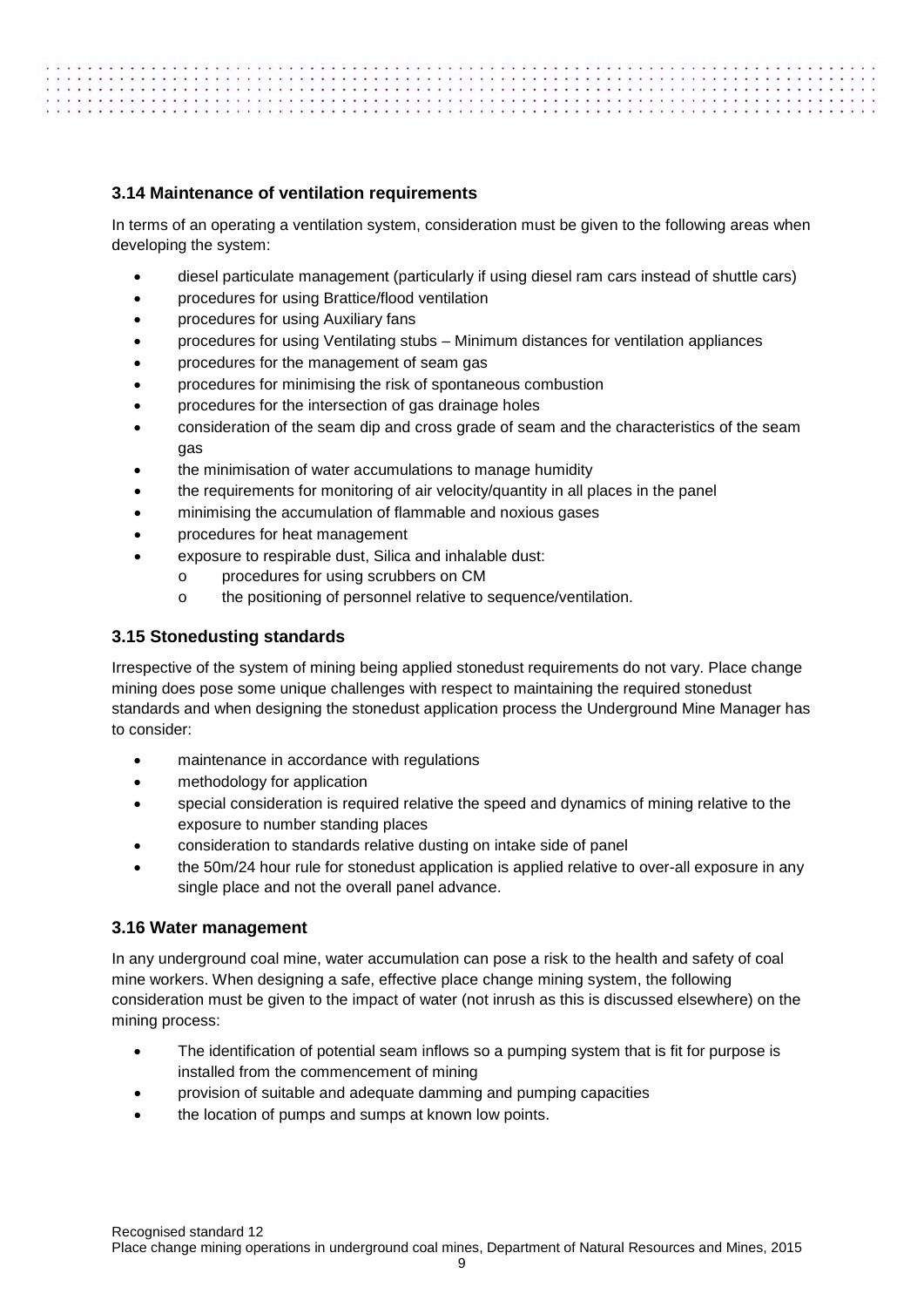### 3.14 Maintenance of ventilation requirements

In terms of an operating a ventilation system, consideration must be given to the following areas when developing the system:

- diesel particulate management (particularly if using diesel ram cars instead of shuttle cars)
- procedures for using Brattice/flood ventilation
- procedures for using Auxiliary fans
- procedures for using Ventilating stubs – Minimum distances for ventilation appliances
- procedures for the management of seam gas
- procedures for minimising the risk of spontaneous combustion
- procedures for the intersection of gas drainage holes
- consideration of the seam dip and cross grade of seam and the characteristics of the seam gas
- the minimisation of water accumulations to manage humidity
- the requirements for monitoring of air velocity/quantity in all places in the panel
- minimising the accumulation of flammable and noxious gases
- procedures for heat management
- exposure to respirable dust, Silica and inhalable dust:
  - procedures for using scrubbers on CM
  - the positioning of personnel relative to sequence/ventilation.

### 3.15 Stonedusting standards

Irrespective of the system of mining being applied stonedust requirements do not vary. Place change mining does pose some unique challenges with respect to maintaining the required stonedust standards and when designing the stonedust application process the Underground Mine Manager has to consider:

- maintenance in accordance with regulations
- methodology for application
- special consideration is required relative the speed and dynamics of mining relative to the exposure to number standing places
- consideration to standards relative dusting on intake side of panel
- the 50m/24 hour rule for stonedust application is applied relative to over-all exposure in any single place and not the overall panel advance.

### 3.16 Water management

In any underground coal mine, water accumulation can pose a risk to the health and safety of coal mine workers. When designing a safe, effective place change mining system, the following consideration must be given to the impact of water (not inrush as this is discussed elsewhere) on the mining process:

- The identification of potential seam inflows so a pumping system that is fit for purpose is installed from the commencement of mining
- provision of suitable and adequate damming and pumping capacities
- the location of pumps and sumps at known low points.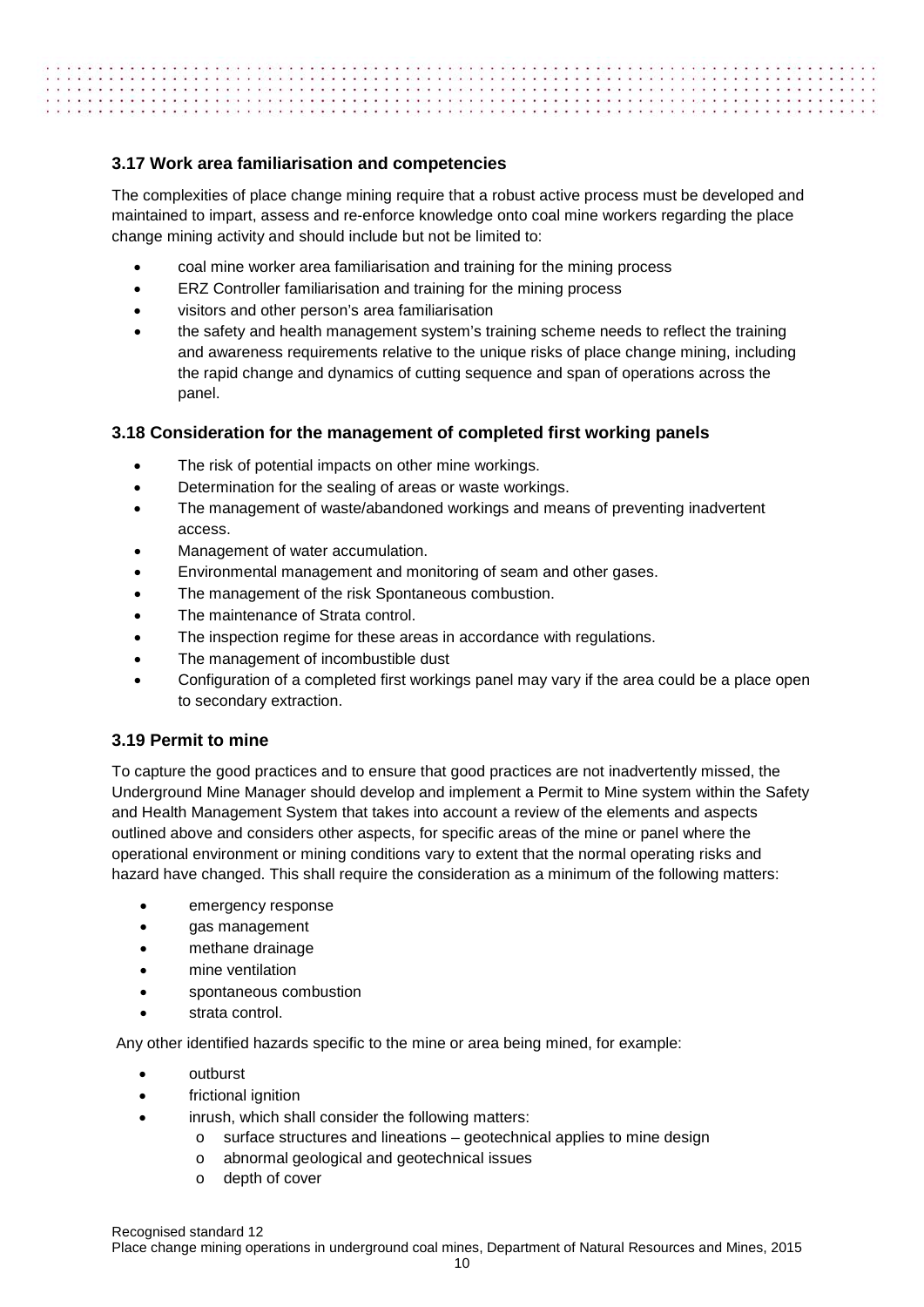### 3.17 Work area familiarisation and competencies

The complexities of place change mining require that a robust active process must be developed and maintained to impart, assess and re-enforce knowledge onto coal mine workers regarding the place change mining activity and should include but not be limited to:

- coal mine worker area familiarisation and training for the mining process
- ERZ Controller familiarisation and training for the mining process
- visitors and other person's area familiarisation
- the safety and health management system's training scheme needs to reflect the training and awareness requirements relative to the unique risks of place change mining, including the rapid change and dynamics of cutting sequence and span of operations across the panel.

### 3.18 Consideration for the management of completed first working panels

- The risk of potential impacts on other mine workings.
- Determination for the sealing of areas or waste workings.
- The management of waste/abandoned workings and means of preventing inadvertent access.
- Management of water accumulation.
- Environmental management and monitoring of seam and other gases.
- The management of the risk Spontaneous combustion.
- The maintenance of Strata control.
- The inspection regime for these areas in accordance with regulations.
- The management of incombustible dust
- Configuration of a completed first workings panel may vary if the area could be a place open to secondary extraction.

### 3.19 Permit to mine

To capture the good practices and to ensure that good practices are not inadvertently missed, the Underground Mine Manager should develop and implement a Permit to Mine system within the Safety and Health Management System that takes into account a review of the elements and aspects outlined above and considers other aspects, for specific areas of the mine or panel where the operational environment or mining conditions vary to extent that the normal operating risks and hazard have changed. This shall require the consideration as a minimum of the following matters:

- emergency response
- gas management
- methane drainage
- mine ventilation
- spontaneous combustion
- strata control.

Any other identified hazards specific to the mine or area being mined, for example:

- outburst
- frictional ignition
- inrush, which shall consider the following matters:
  - surface structures and lineations – geotechnical applies to mine design
  - abnormal geological and geotechnical issues
  - depth of cover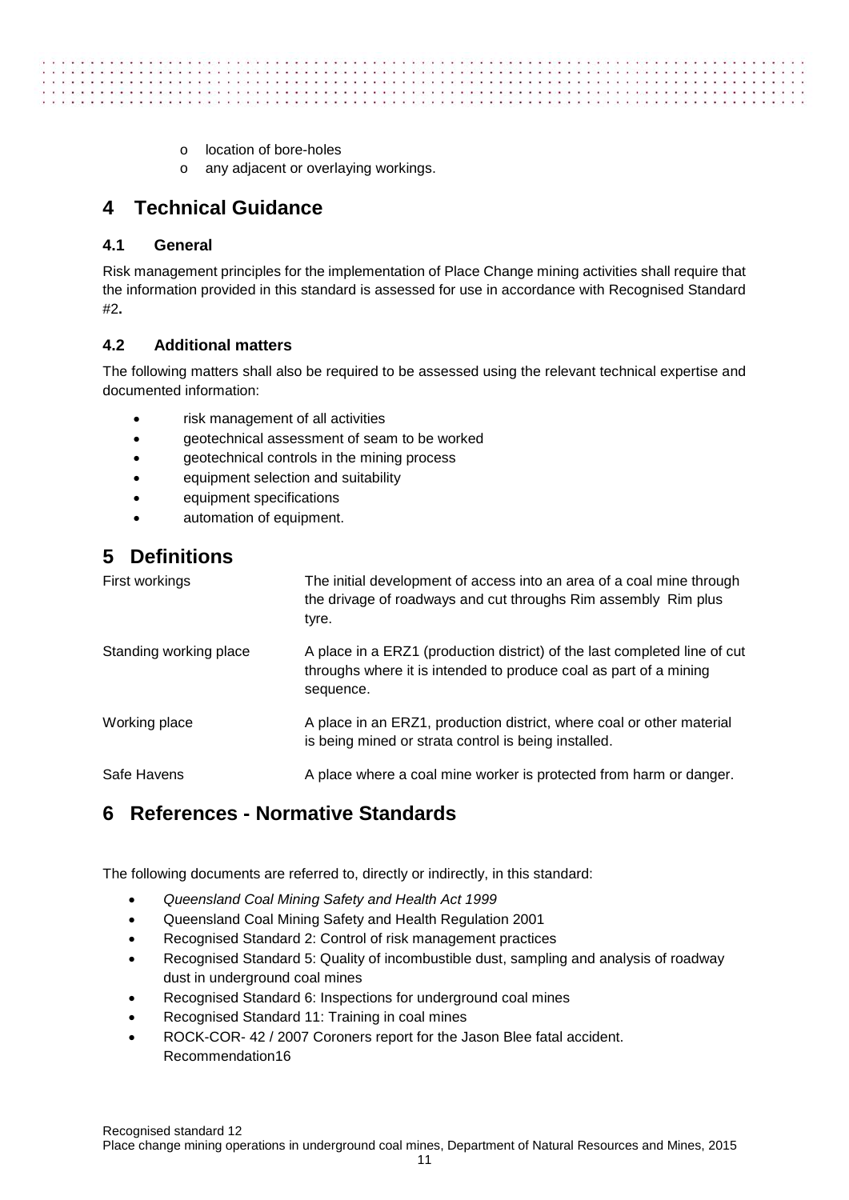- location of bore-holes
- any adjacent or overlaying workings.

# 4 Technical Guidance

## 4.1 General

Risk management principles for the implementation of Place Change mining activities shall require that the information provided in this standard is assessed for use in accordance with Recognised Standard #2**.**

## 4.2 Additional matters

The following matters shall also be required to be assessed using the relevant technical expertise and documented information:

- risk management of all activities
- geotechnical assessment of seam to be worked
- geotechnical controls in the mining process
- equipment selection and suitability
- equipment specifications
- automation of equipment.

# 5 Definitions

| | |
|---|---|
| First workings | The initial development of access into an area of a coal mine through the drivage of roadways and cut throughs Rim assembly Rim plus tyre. |
| Standing working place | A place in a ERZ1 (production district) of the last completed line of cut throughs where it is intended to produce coal as part of a mining sequence. |
| Working place | A place in an ERZ1, production district, where coal or other material is being mined or strata control is being installed. |
| Safe Havens | A place where a coal mine worker is protected from harm or danger. |

# 6 References - Normative Standards

The following documents are referred to, directly or indirectly, in this standard:

- *Queensland Coal Mining Safety and Health Act 1999*
- Queensland Coal Mining Safety and Health Regulation 2001
- Recognised Standard 2: Control of risk management practices
- Recognised Standard 5: Quality of incombustible dust, sampling and analysis of roadway dust in underground coal mines
- Recognised Standard 6: Inspections for underground coal mines
- Recognised Standard 11: Training in coal mines
- ROCK-COR- 42 / 2007 Coroners report for the Jason Blee fatal accident. Recommendation16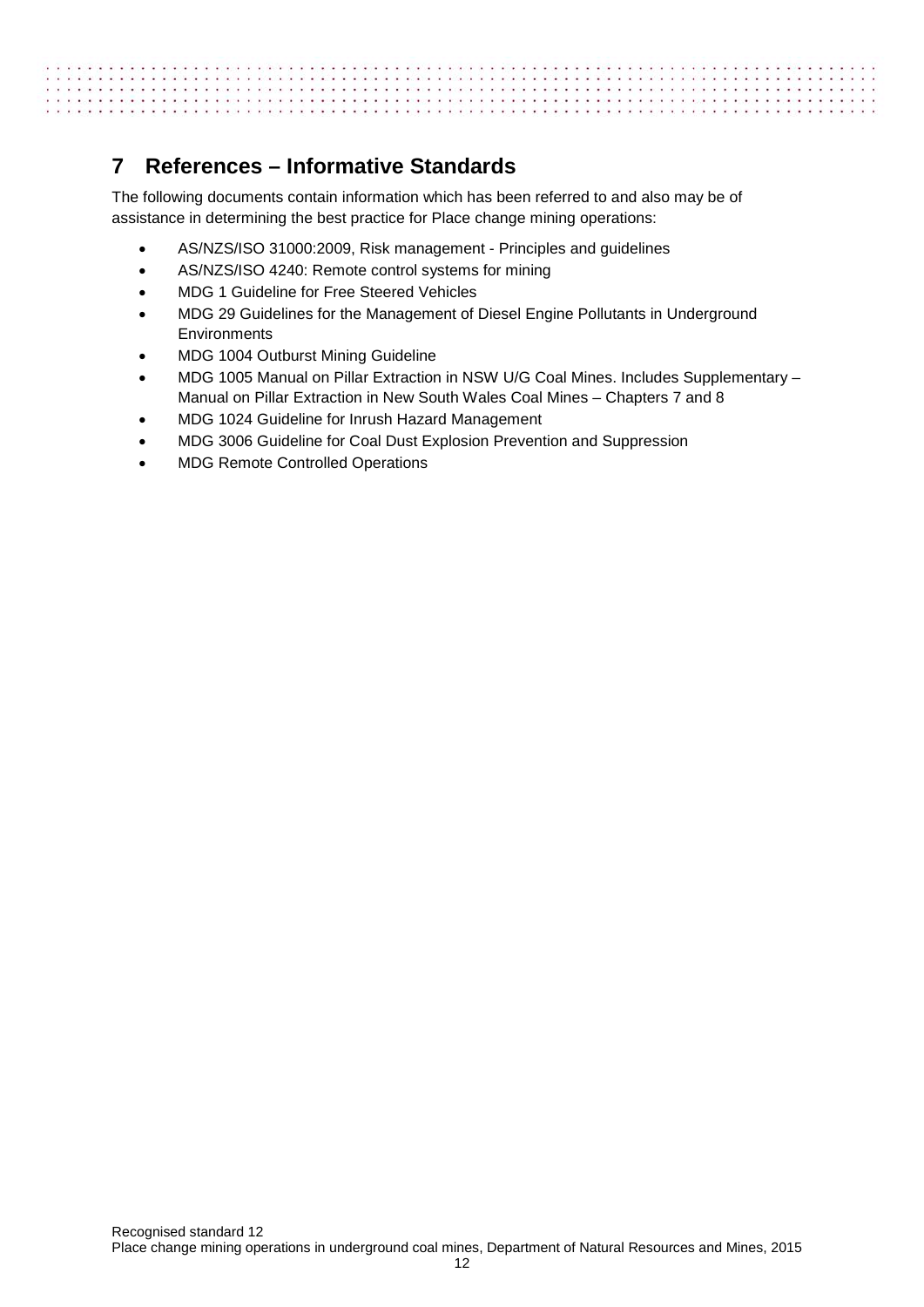## 7 References – Informative Standards

The following documents contain information which has been referred to and also may be of assistance in determining the best practice for Place change mining operations:

- AS/NZS/ISO 31000:2009, Risk management - Principles and guidelines
- AS/NZS/ISO 4240: Remote control systems for mining
- MDG 1 Guideline for Free Steered Vehicles
- MDG 29 Guidelines for the Management of Diesel Engine Pollutants in Underground Environments
- MDG 1004 Outburst Mining Guideline
- MDG 1005 Manual on Pillar Extraction in NSW U/G Coal Mines. Includes Supplementary – Manual on Pillar Extraction in New South Wales Coal Mines – Chapters 7 and 8
- MDG 1024 Guideline for Inrush Hazard Management
- MDG 3006 Guideline for Coal Dust Explosion Prevention and Suppression
- MDG Remote Controlled Operations